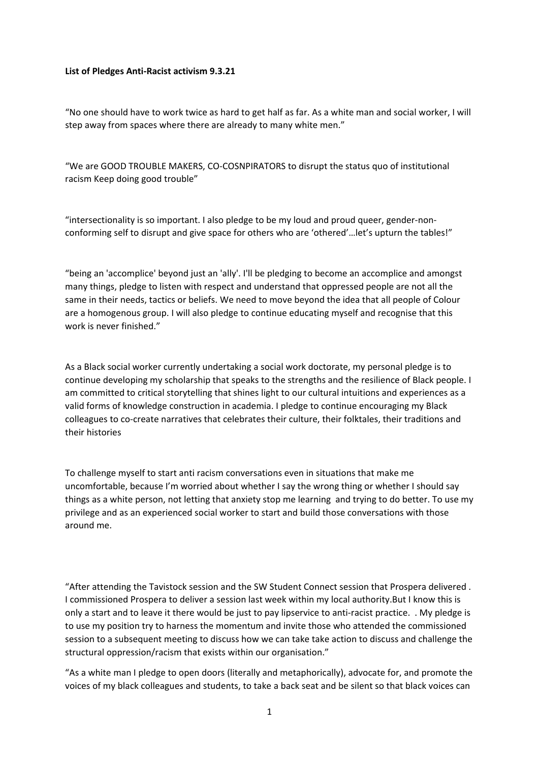**List of Pledges Anti-Racist activism 9.3.21**

"No one should have to work twice as hard to get half as far. As a white man and social worker, I will step away from spaces where there are already to many white men."

"We are GOOD TROUBLE MAKERS, CO-COSNPIRATORS to disrupt the status quo of institutional racism Keep doing good trouble"

"intersectionality is so important. I also pledge to be my loud and proud queer, gender-non-conforming self to disrupt and give space for others who are 'othered'…let's upturn the tables!"

"being an 'accomplice' beyond just an 'ally'. I'll be pledging to become an accomplice and amongst many things, pledge to listen with respect and understand that oppressed people are not all the same in their needs, tactics or beliefs. We need to move beyond the idea that all people of Colour are a homogenous group. I will also pledge to continue educating myself and recognise that this work is never finished."

As a Black social worker currently undertaking a social work doctorate, my personal pledge is to continue developing my scholarship that speaks to the strengths and the resilience of Black people. I am committed to critical storytelling that shines light to our cultural intuitions and experiences as a valid forms of knowledge construction in academia. I pledge to continue encouraging my Black colleagues to co-create narratives that celebrates their culture, their folktales, their traditions and their histories

To challenge myself to start anti racism conversations even in situations that make me uncomfortable, because I'm worried about whether I say the wrong thing or whether I should say things as a white person, not letting that anxiety stop me learning and trying to do better. To use my privilege and as an experienced social worker to start and build those conversations with those around me.

"After attending the Tavistock session and the SW Student Connect session that Prospera delivered . I commissioned Prospera to deliver a session last week within my local authority.But I know this is only a start and to leave it there would be just to pay lipservice to anti-racist practice. . My pledge is to use my position try to harness the momentum and invite those who attended the commissioned session to a subsequent meeting to discuss how we can take take action to discuss and challenge the structural oppression/racism that exists within our organisation."

"As a white man I pledge to open doors (literally and metaphorically), advocate for, and promote the voices of my black colleagues and students, to take a back seat and be silent so that black voices can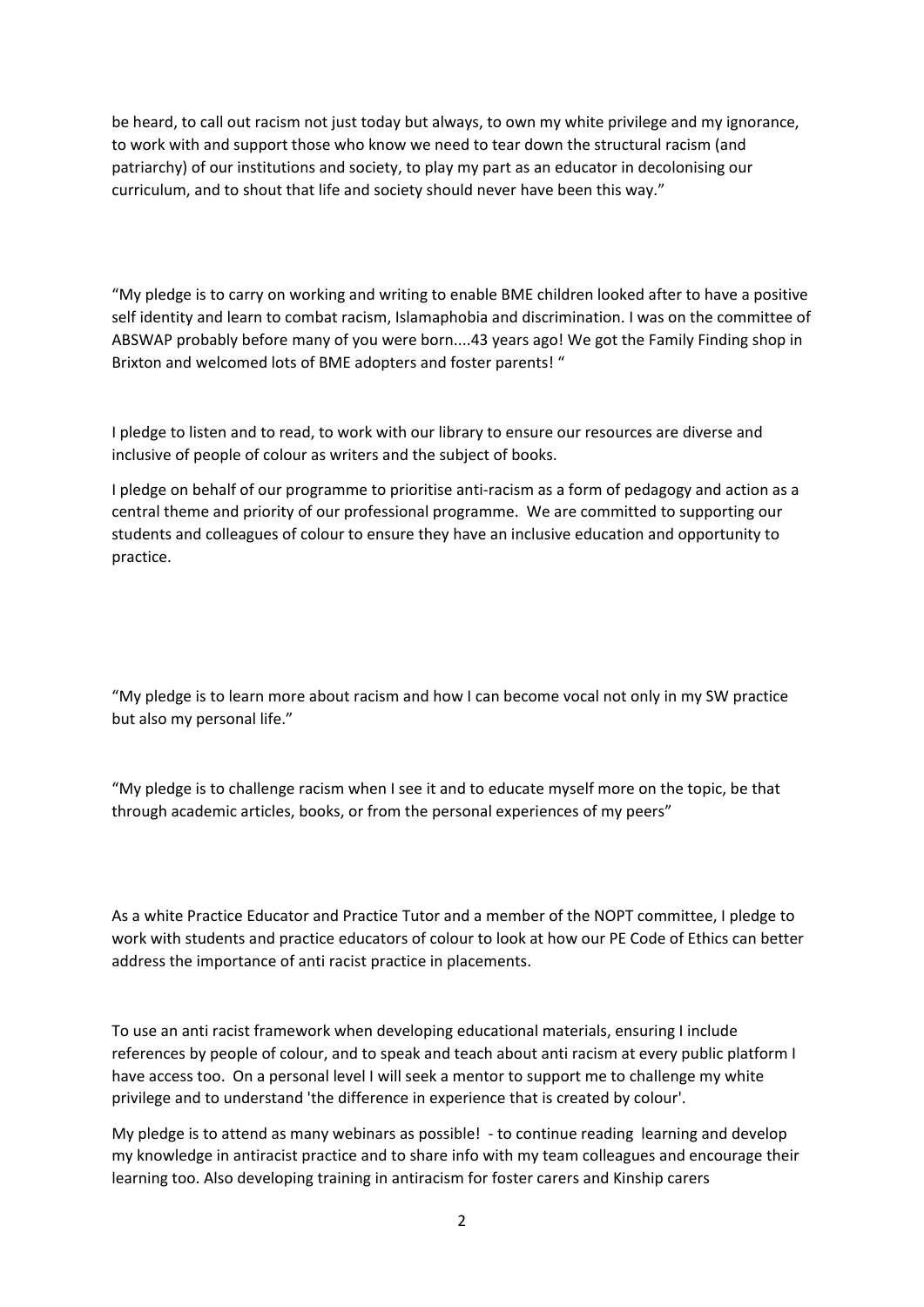be heard, to call out racism not just today but always, to own my white privilege and my ignorance, to work with and support those who know we need to tear down the structural racism (and patriarchy) of our institutions and society, to play my part as an educator in decolonising our curriculum, and to shout that life and society should never have been this way."

"My pledge is to carry on working and writing to enable BME children looked after to have a positive self identity and learn to combat racism, Islamaphobia and discrimination. I was on the committee of ABSWAP probably before many of you were born....43 years ago! We got the Family Finding shop in Brixton and welcomed lots of BME adopters and foster parents! "

I pledge to listen and to read, to work with our library to ensure our resources are diverse and inclusive of people of colour as writers and the subject of books.

I pledge on behalf of our programme to prioritise anti-racism as a form of pedagogy and action as a central theme and priority of our professional programme. We are committed to supporting our students and colleagues of colour to ensure they have an inclusive education and opportunity to practice.

"My pledge is to learn more about racism and how I can become vocal not only in my SW practice but also my personal life."

"My pledge is to challenge racism when I see it and to educate myself more on the topic, be that through academic articles, books, or from the personal experiences of my peers"

As a white Practice Educator and Practice Tutor and a member of the NOPT committee, I pledge to work with students and practice educators of colour to look at how our PE Code of Ethics can better address the importance of anti racist practice in placements.

To use an anti racist framework when developing educational materials, ensuring I include references by people of colour, and to speak and teach about anti racism at every public platform I have access too. On a personal level I will seek a mentor to support me to challenge my white privilege and to understand 'the difference in experience that is created by colour'.

My pledge is to attend as many webinars as possible! - to continue reading learning and develop my knowledge in antiracist practice and to share info with my team colleagues and encourage their learning too. Also developing training in antiracism for foster carers and Kinship carers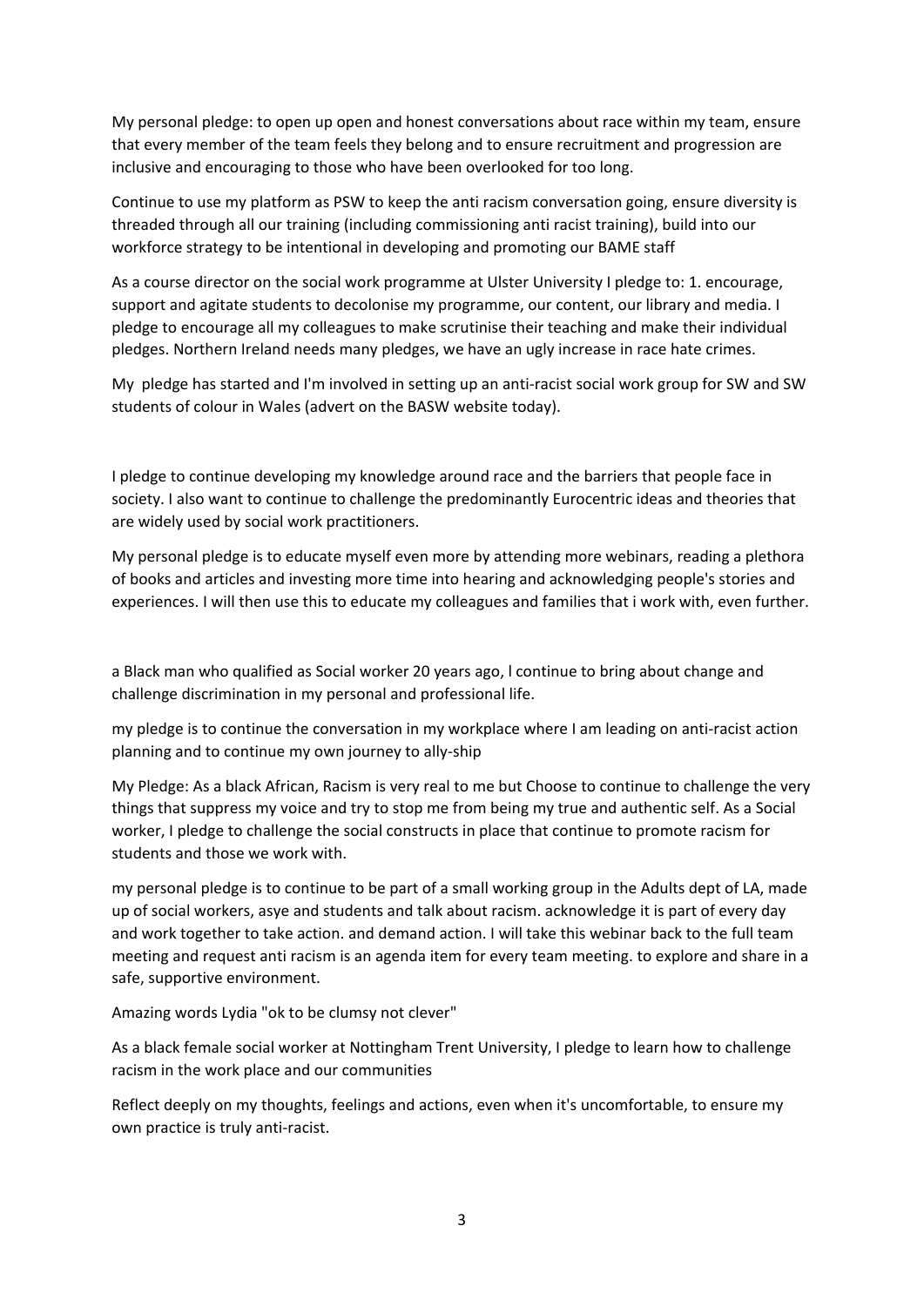My personal pledge: to open up open and honest conversations about race within my team, ensure that every member of the team feels they belong and to ensure recruitment and progression are inclusive and encouraging to those who have been overlooked for too long.

Continue to use my platform as PSW to keep the anti racism conversation going, ensure diversity is threaded through all our training (including commissioning anti racist training), build into our workforce strategy to be intentional in developing and promoting our BAME staff

As a course director on the social work programme at Ulster University I pledge to: 1. encourage, support and agitate students to decolonise my programme, our content, our library and media. I pledge to encourage all my colleagues to make scrutinise their teaching and make their individual pledges. Northern Ireland needs many pledges, we have an ugly increase in race hate crimes.

My  pledge has started and I'm involved in setting up an anti-racist social work group for SW and SW students of colour in Wales (advert on the BASW website today).

I pledge to continue developing my knowledge around race and the barriers that people face in society. I also want to continue to challenge the predominantly Eurocentric ideas and theories that are widely used by social work practitioners.

My personal pledge is to educate myself even more by attending more webinars, reading a plethora of books and articles and investing more time into hearing and acknowledging people's stories and experiences. I will then use this to educate my colleagues and families that i work with, even further.

a Black man who qualified as Social worker 20 years ago, l continue to bring about change and challenge discrimination in my personal and professional life.

my pledge is to continue the conversation in my workplace where I am leading on anti-racist action planning and to continue my own journey to ally-ship

My Pledge: As a black African, Racism is very real to me but Choose to continue to challenge the very things that suppress my voice and try to stop me from being my true and authentic self. As a Social worker, I pledge to challenge the social constructs in place that continue to promote racism for students and those we work with.

my personal pledge is to continue to be part of a small working group in the Adults dept of LA, made up of social workers, asye and students and talk about racism. acknowledge it is part of every day and work together to take action. and demand action. I will take this webinar back to the full team meeting and request anti racism is an agenda item for every team meeting. to explore and share in a safe, supportive environment.

Amazing words Lydia "ok to be clumsy not clever"

As a black female social worker at Nottingham Trent University, I pledge to learn how to challenge racism in the work place and our communities

Reflect deeply on my thoughts, feelings and actions, even when it's uncomfortable, to ensure my own practice is truly anti-racist.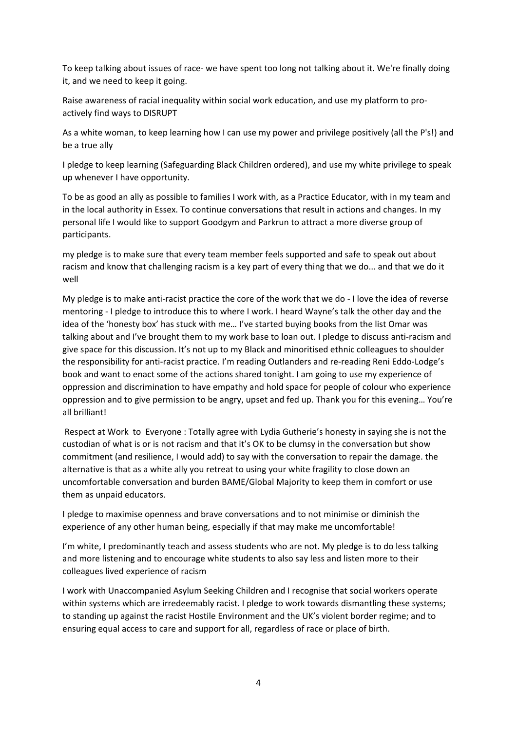To keep talking about issues of race- we have spent too long not talking about it. We're finally doing it, and we need to keep it going.

Raise awareness of racial inequality within social work education, and use my platform to pro-actively find ways to DISRUPT

As a white woman, to keep learning how I can use my power and privilege positively (all the P's!) and be a true ally

I pledge to keep learning (Safeguarding Black Children ordered), and use my white privilege to speak up whenever I have opportunity.

To be as good an ally as possible to families I work with, as a Practice Educator, with in my team and in the local authority in Essex. To continue conversations that result in actions and changes. In my personal life I would like to support Goodgym and Parkrun to attract a more diverse group of participants.

my pledge is to make sure that every team member feels supported and safe to speak out about racism and know that challenging racism is a key part of every thing that we do... and that we do it well

My pledge is to make anti-racist practice the core of the work that we do - I love the idea of reverse mentoring - I pledge to introduce this to where I work. I heard Wayne's talk the other day and the idea of the 'honesty box' has stuck with me… I've started buying books from the list Omar was talking about and I've brought them to my work base to loan out. I pledge to discuss anti-racism and give space for this discussion. It's not up to my Black and minoritised ethnic colleagues to shoulder the responsibility for anti-racist practice. I'm reading Outlanders and re-reading Reni Eddo-Lodge's book and want to enact some of the actions shared tonight. I am going to use my experience of oppression and discrimination to have empathy and hold space for people of colour who experience oppression and to give permission to be angry, upset and fed up. Thank you for this evening… You're all brilliant!

Respect at Work to Everyone : Totally agree with Lydia Gutherie's honesty in saying she is not the custodian of what is or is not racism and that it's OK to be clumsy in the conversation but show commitment (and resilience, I would add) to say with the conversation to repair the damage. the alternative is that as a white ally you retreat to using your white fragility to close down an uncomfortable conversation and burden BAME/Global Majority to keep them in comfort or use them as unpaid educators.

I pledge to maximise openness and brave conversations and to not minimise or diminish the experience of any other human being, especially if that may make me uncomfortable!

I'm white, I predominantly teach and assess students who are not. My pledge is to do less talking and more listening and to encourage white students to also say less and listen more to their colleagues lived experience of racism

I work with Unaccompanied Asylum Seeking Children and I recognise that social workers operate within systems which are irredeemably racist. I pledge to work towards dismantling these systems; to standing up against the racist Hostile Environment and the UK's violent border regime; and to ensuring equal access to care and support for all, regardless of race or place of birth.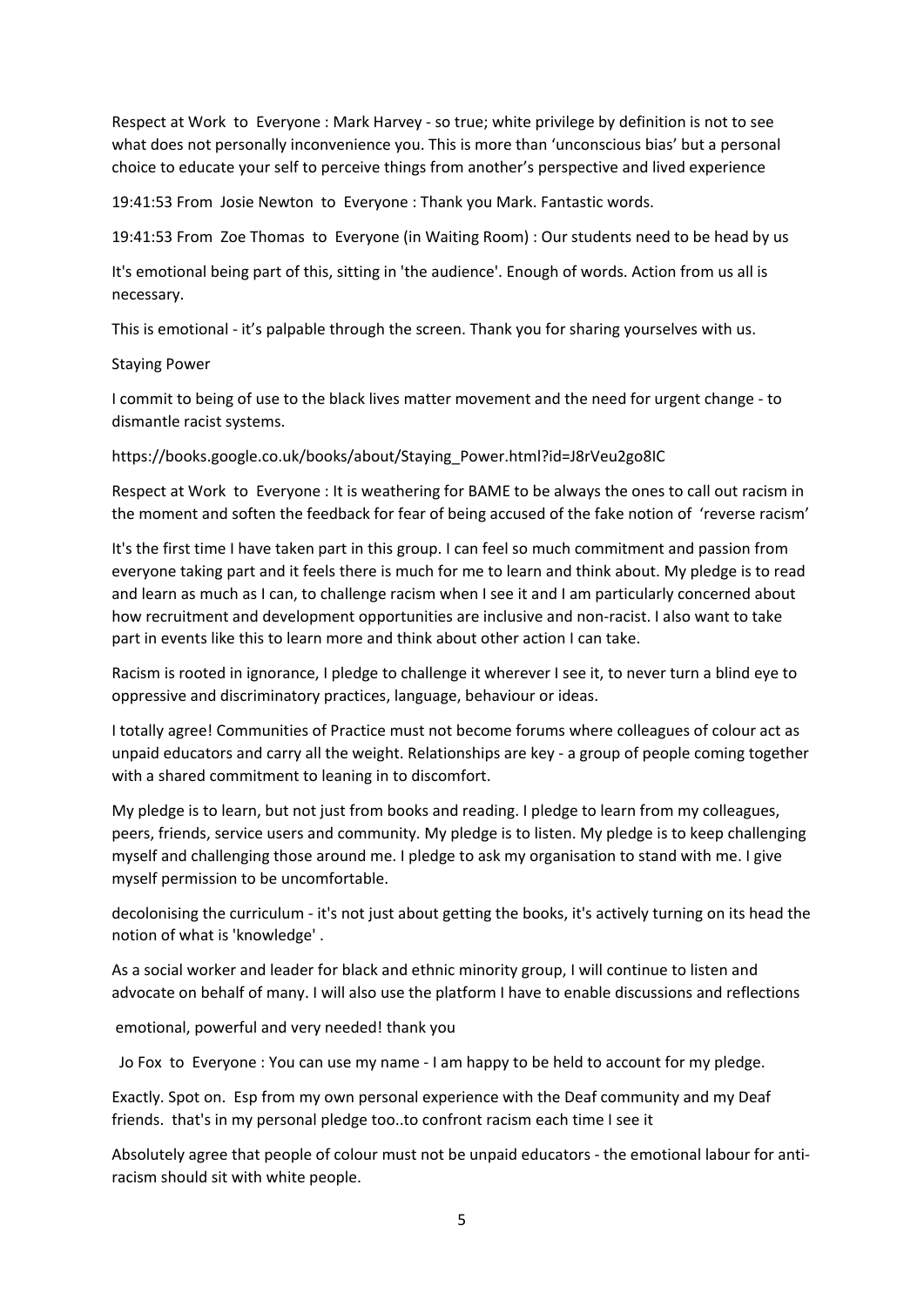Respect at Work  to  Everyone : Mark Harvey - so true; white privilege by definition is not to see what does not personally inconvenience you. This is more than 'unconscious bias' but a personal choice to educate your self to perceive things from another's perspective and lived experience

19:41:53 From  Josie Newton  to  Everyone : Thank you Mark. Fantastic words.

19:41:53 From  Zoe Thomas  to  Everyone (in Waiting Room) : Our students need to be head by us

It's emotional being part of this, sitting in 'the audience'. Enough of words. Action from us all is necessary.

This is emotional - it's palpable through the screen. Thank you for sharing yourselves with us.

Staying Power

I commit to being of use to the black lives matter movement and the need for urgent change - to dismantle racist systems.

https://books.google.co.uk/books/about/Staying_Power.html?id=J8rVeu2go8IC

Respect at Work  to  Everyone : It is weathering for BAME to be always the ones to call out racism in the moment and soften the feedback for fear of being accused of the fake notion of  'reverse racism'

It's the first time I have taken part in this group. I can feel so much commitment and passion from everyone taking part and it feels there is much for me to learn and think about. My pledge is to read and learn as much as I can, to challenge racism when I see it and I am particularly concerned about how recruitment and development opportunities are inclusive and non-racist. I also want to take part in events like this to learn more and think about other action I can take.

Racism is rooted in ignorance, I pledge to challenge it wherever I see it, to never turn a blind eye to oppressive and discriminatory practices, language, behaviour or ideas.

I totally agree! Communities of Practice must not become forums where colleagues of colour act as unpaid educators and carry all the weight. Relationships are key - a group of people coming together with a shared commitment to leaning in to discomfort.

My pledge is to learn, but not just from books and reading. I pledge to learn from my colleagues, peers, friends, service users and community. My pledge is to listen. My pledge is to keep challenging myself and challenging those around me. I pledge to ask my organisation to stand with me. I give myself permission to be uncomfortable.

decolonising the curriculum - it's not just about getting the books, it's actively turning on its head the notion of what is 'knowledge' .

As a social worker and leader for black and ethnic minority group, I will continue to listen and advocate on behalf of many. I will also use the platform I have to enable discussions and reflections

emotional, powerful and very needed! thank you

Jo Fox  to  Everyone : You can use my name - I am happy to be held to account for my pledge.

Exactly. Spot on.  Esp from my own personal experience with the Deaf community and my Deaf friends.  that's in my personal pledge too..to confront racism each time I see it

Absolutely agree that people of colour must not be unpaid educators - the emotional labour for anti-racism should sit with white people.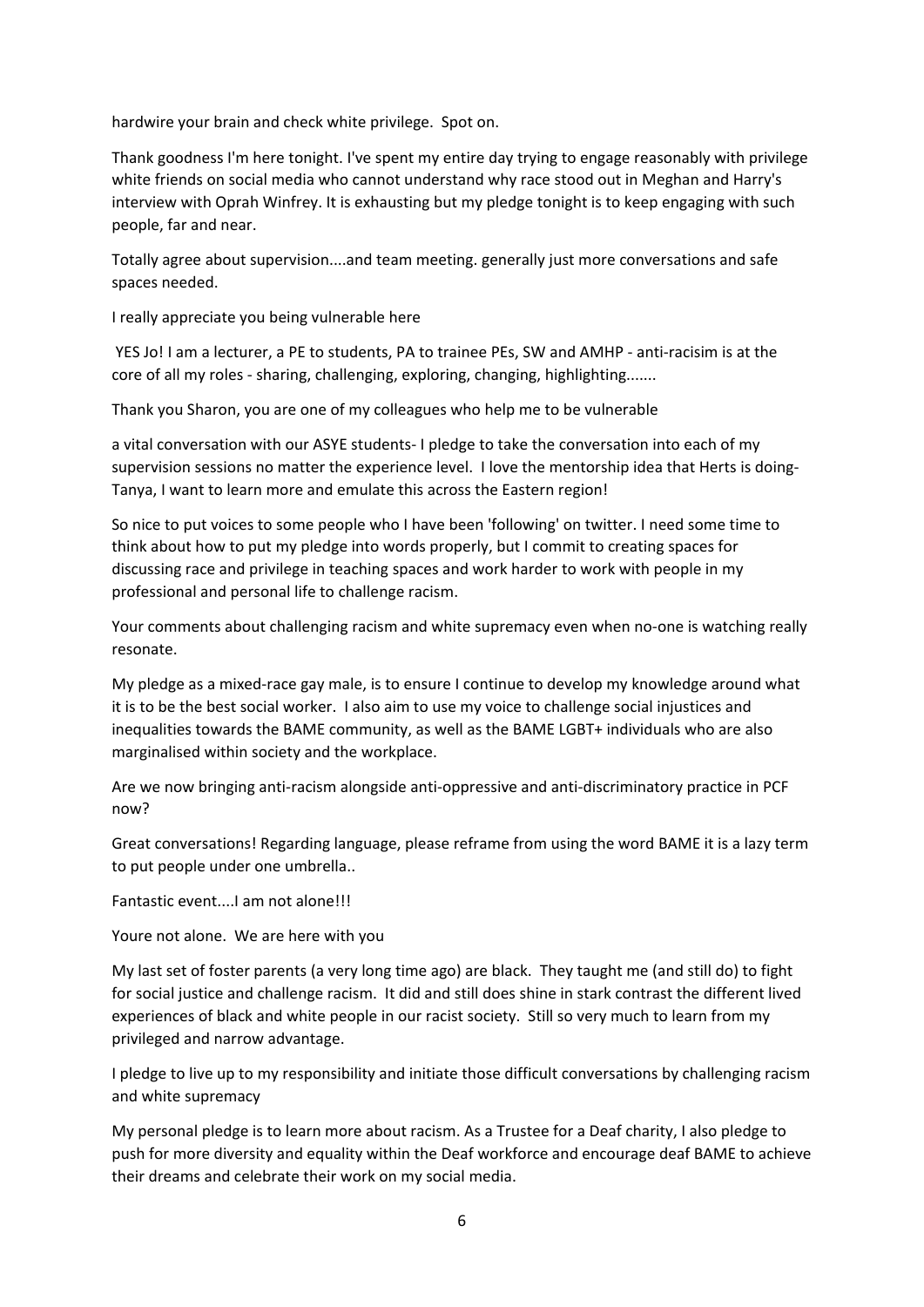hardwire your brain and check white privilege.  Spot on.

Thank goodness I'm here tonight. I've spent my entire day trying to engage reasonably with privilege white friends on social media who cannot understand why race stood out in Meghan and Harry's interview with Oprah Winfrey. It is exhausting but my pledge tonight is to keep engaging with such people, far and near.

Totally agree about supervision....and team meeting. generally just more conversations and safe spaces needed.

I really appreciate you being vulnerable here

YES Jo! I am a lecturer, a PE to students, PA to trainee PEs, SW and AMHP - anti-racisim is at the core of all my roles - sharing, challenging, exploring, changing, highlighting.......

Thank you Sharon, you are one of my colleagues who help me to be vulnerable

a vital conversation with our ASYE students- I pledge to take the conversation into each of my supervision sessions no matter the experience level.  I love the mentorship idea that Herts is doing- Tanya, I want to learn more and emulate this across the Eastern region!

So nice to put voices to some people who I have been 'following' on twitter. I need some time to think about how to put my pledge into words properly, but I commit to creating spaces for discussing race and privilege in teaching spaces and work harder to work with people in my professional and personal life to challenge racism.

Your comments about challenging racism and white supremacy even when no-one is watching really resonate.

My pledge as a mixed-race gay male, is to ensure I continue to develop my knowledge around what it is to be the best social worker.  I also aim to use my voice to challenge social injustices and inequalities towards the BAME community, as well as the BAME LGBT+ individuals who are also marginalised within society and the workplace.

Are we now bringing anti-racism alongside anti-oppressive and anti-discriminatory practice in PCF now?

Great conversations! Regarding language, please reframe from using the word BAME it is a lazy term to put people under one umbrella..

Fantastic event....I am not alone!!!

Youre not alone.  We are here with you

My last set of foster parents (a very long time ago) are black.  They taught me (and still do) to fight for social justice and challenge racism.  It did and still does shine in stark contrast the different lived experiences of black and white people in our racist society.  Still so very much to learn from my privileged and narrow advantage.

I pledge to live up to my responsibility and initiate those difficult conversations by challenging racism and white supremacy

My personal pledge is to learn more about racism. As a Trustee for a Deaf charity, I also pledge to push for more diversity and equality within the Deaf workforce and encourage deaf BAME to achieve their dreams and celebrate their work on my social media.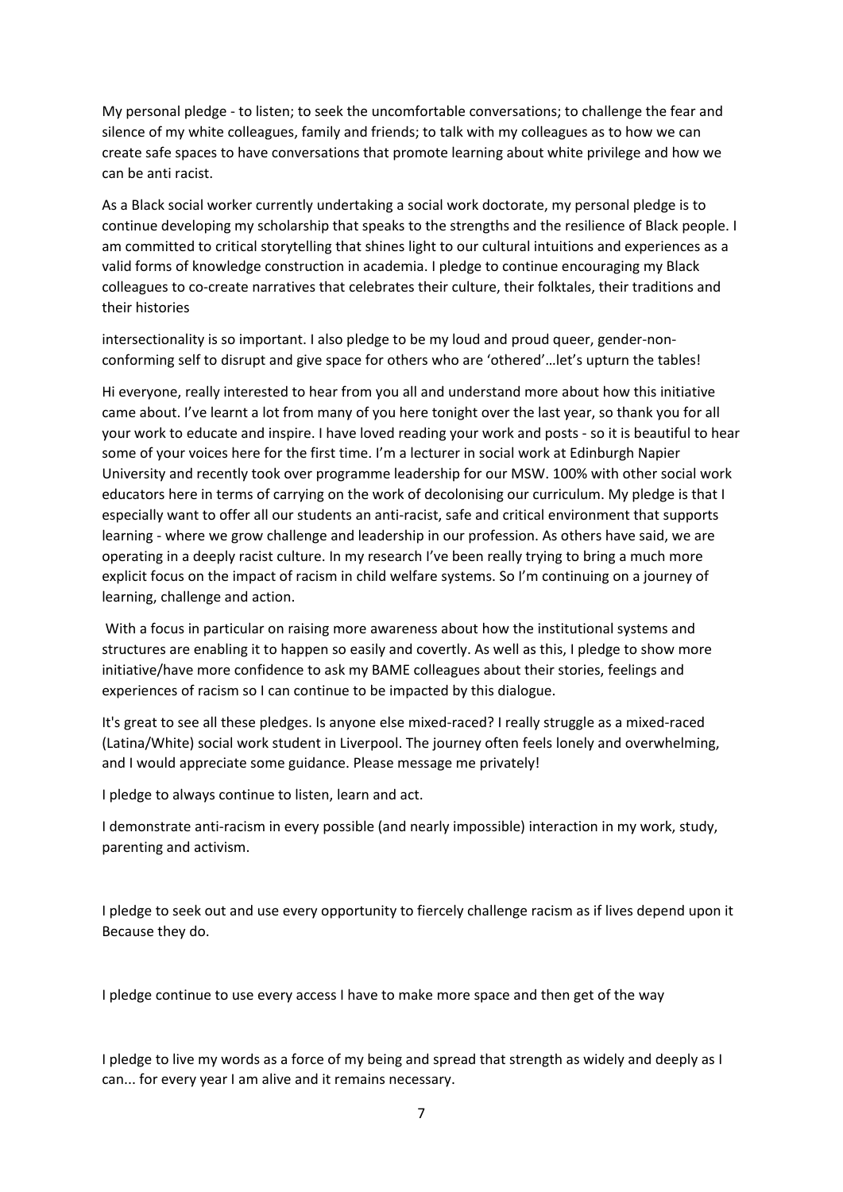My personal pledge - to listen; to seek the uncomfortable conversations; to challenge the fear and silence of my white colleagues, family and friends; to talk with my colleagues as to how we can create safe spaces to have conversations that promote learning about white privilege and how we can be anti racist.

As a Black social worker currently undertaking a social work doctorate, my personal pledge is to continue developing my scholarship that speaks to the strengths and the resilience of Black people. I am committed to critical storytelling that shines light to our cultural intuitions and experiences as a valid forms of knowledge construction in academia. I pledge to continue encouraging my Black colleagues to co-create narratives that celebrates their culture, their folktales, their traditions and their histories

intersectionality is so important. I also pledge to be my loud and proud queer, gender-non-conforming self to disrupt and give space for others who are 'othered'…let's upturn the tables!

Hi everyone, really interested to hear from you all and understand more about how this initiative came about. I've learnt a lot from many of you here tonight over the last year, so thank you for all your work to educate and inspire. I have loved reading your work and posts - so it is beautiful to hear some of your voices here for the first time. I'm a lecturer in social work at Edinburgh Napier University and recently took over programme leadership for our MSW. 100% with other social work educators here in terms of carrying on the work of decolonising our curriculum. My pledge is that I especially want to offer all our students an anti-racist, safe and critical environment that supports learning - where we grow challenge and leadership in our profession. As others have said, we are operating in a deeply racist culture. In my research I've been really trying to bring a much more explicit focus on the impact of racism in child welfare systems. So I'm continuing on a journey of learning, challenge and action.

With a focus in particular on raising more awareness about how the institutional systems and structures are enabling it to happen so easily and covertly. As well as this, I pledge to show more initiative/have more confidence to ask my BAME colleagues about their stories, feelings and experiences of racism so I can continue to be impacted by this dialogue.

It's great to see all these pledges. Is anyone else mixed-raced? I really struggle as a mixed-raced (Latina/White) social work student in Liverpool. The journey often feels lonely and overwhelming, and I would appreciate some guidance. Please message me privately!

I pledge to always continue to listen, learn and act.

I demonstrate anti-racism in every possible (and nearly impossible) interaction in my work, study, parenting and activism.

I pledge to seek out and use every opportunity to fiercely challenge racism as if lives depend upon it Because they do.

I pledge continue to use every access I have to make more space and then get of the way

I pledge to live my words as a force of my being and spread that strength as widely and deeply as I can... for every year I am alive and it remains necessary.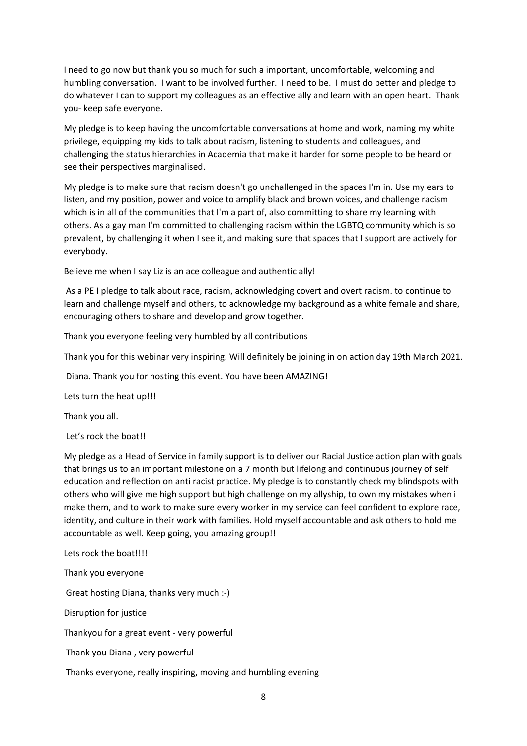I need to go now but thank you so much for such a important, uncomfortable, welcoming and humbling conversation. I want to be involved further. I need to be. I must do better and pledge to do whatever I can to support my colleagues as an effective ally and learn with an open heart. Thank you- keep safe everyone.

My pledge is to keep having the uncomfortable conversations at home and work, naming my white privilege, equipping my kids to talk about racism, listening to students and colleagues, and challenging the status hierarchies in Academia that make it harder for some people to be heard or see their perspectives marginalised.

My pledge is to make sure that racism doesn't go unchallenged in the spaces I'm in. Use my ears to listen, and my position, power and voice to amplify black and brown voices, and challenge racism which is in all of the communities that I'm a part of, also committing to share my learning with others. As a gay man I'm committed to challenging racism within the LGBTQ community which is so prevalent, by challenging it when I see it, and making sure that spaces that I support are actively for everybody.

Believe me when I say Liz is an ace colleague and authentic ally!

As a PE I pledge to talk about race, racism, acknowledging covert and overt racism. to continue to learn and challenge myself and others, to acknowledge my background as a white female and share, encouraging others to share and develop and grow together.

Thank you everyone feeling very humbled by all contributions

Thank you for this webinar very inspiring. Will definitely be joining in on action day 19th March 2021.

Diana. Thank you for hosting this event. You have been AMAZING!

Lets turn the heat up!!!

Thank you all.

Let's rock the boat!!

My pledge as a Head of Service in family support is to deliver our Racial Justice action plan with goals that brings us to an important milestone on a 7 month but lifelong and continuous journey of self education and reflection on anti racist practice. My pledge is to constantly check my blindspots with others who will give me high support but high challenge on my allyship, to own my mistakes when i make them, and to work to make sure every worker in my service can feel confident to explore race, identity, and culture in their work with families. Hold myself accountable and ask others to hold me accountable as well. Keep going, you amazing group!!

Lets rock the boat!!!!

Thank you everyone

Great hosting Diana, thanks very much :-)

Disruption for justice

Thankyou for a great event - very powerful

Thank you Diana , very powerful

Thanks everyone, really inspiring, moving and humbling evening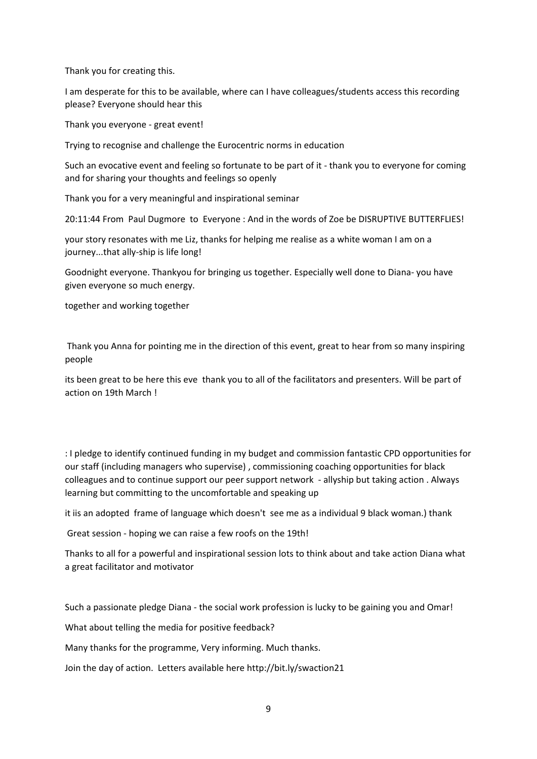Thank you for creating this.

I am desperate for this to be available, where can I have colleagues/students access this recording please? Everyone should hear this

Thank you everyone - great event!

Trying to recognise and challenge the Eurocentric norms in education

Such an evocative event and feeling so fortunate to be part of it - thank you to everyone for coming and for sharing your thoughts and feelings so openly

Thank you for a very meaningful and inspirational seminar

20:11:44 From Paul Dugmore to Everyone : And in the words of Zoe be DISRUPTIVE BUTTERFLIES!

your story resonates with me Liz, thanks for helping me realise as a white woman I am on a journey...that ally-ship is life long!

Goodnight everyone. Thankyou for bringing us together. Especially well done to Diana- you have given everyone so much energy.

together and working together

Thank you Anna for pointing me in the direction of this event, great to hear from so many inspiring people

its been great to be here this eve thank you to all of the facilitators and presenters. Will be part of action on 19th March !

: I pledge to identify continued funding in my budget and commission fantastic CPD opportunities for our staff (including managers who supervise) , commissioning coaching opportunities for black colleagues and to continue support our peer support network - allyship but taking action . Always learning but committing to the uncomfortable and speaking up

it iis an adopted frame of language which doesn't see me as a individual 9 black woman.) thank

Great session - hoping we can raise a few roofs on the 19th!

Thanks to all for a powerful and inspirational session lots to think about and take action Diana what a great facilitator and motivator

Such a passionate pledge Diana - the social work profession is lucky to be gaining you and Omar!

What about telling the media for positive feedback?

Many thanks for the programme, Very informing. Much thanks.

Join the day of action. Letters available here http://bit.ly/swaction21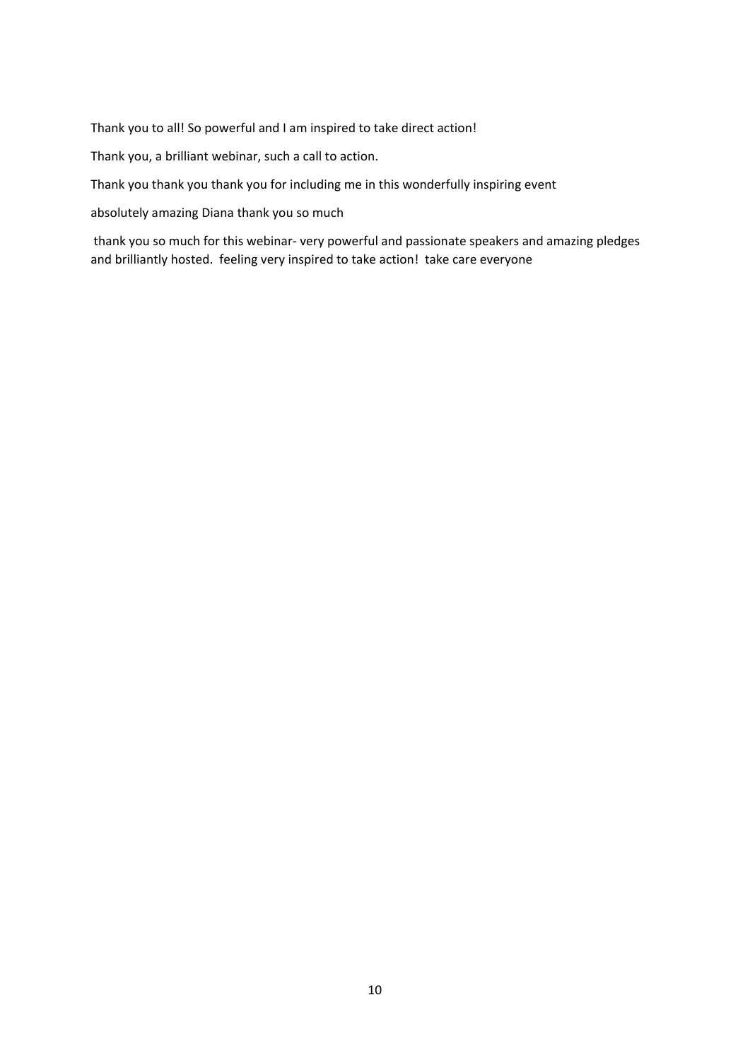Thank you to all! So powerful and I am inspired to take direct action!

Thank you, a brilliant webinar, such a call to action.

Thank you thank you thank you for including me in this wonderfully inspiring event

absolutely amazing Diana thank you so much

thank you so much for this webinar- very powerful and passionate speakers and amazing pledges and brilliantly hosted. feeling very inspired to take action! take care everyone